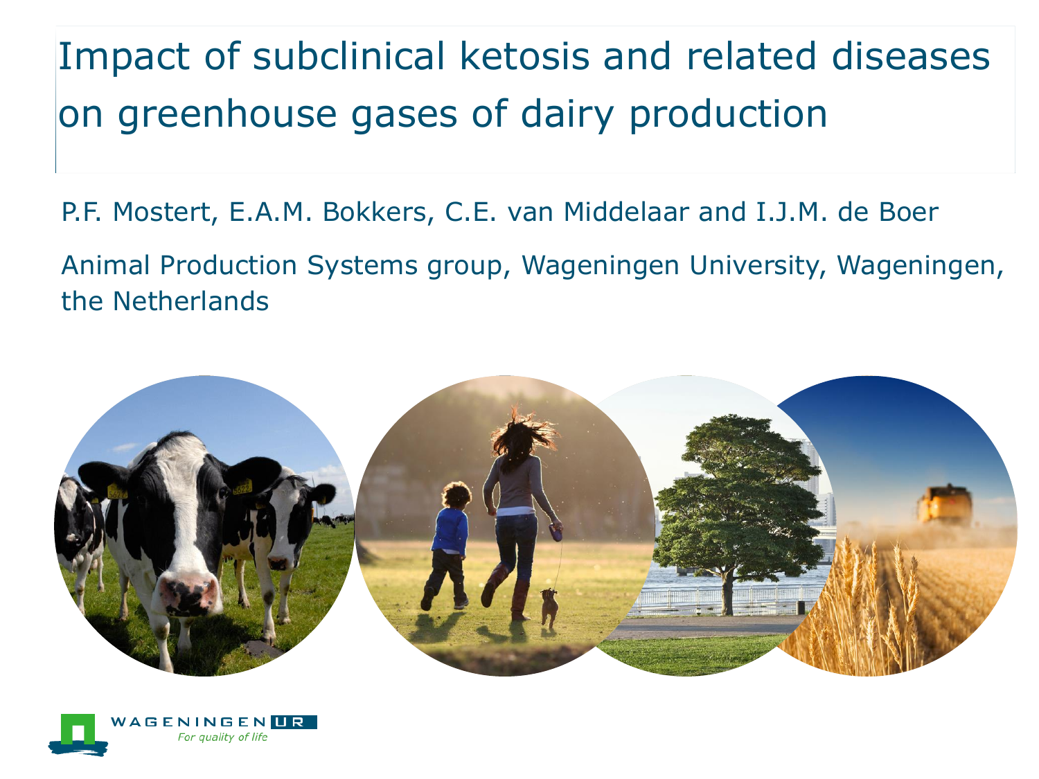# Impact of subclinical ketosis and related diseases on greenhouse gases of dairy production

P.F. Mostert, E.A.M. Bokkers, C.E. van Middelaar and I.J.M. de Boer

Animal Production Systems group, Wageningen University, Wageningen, the Netherlands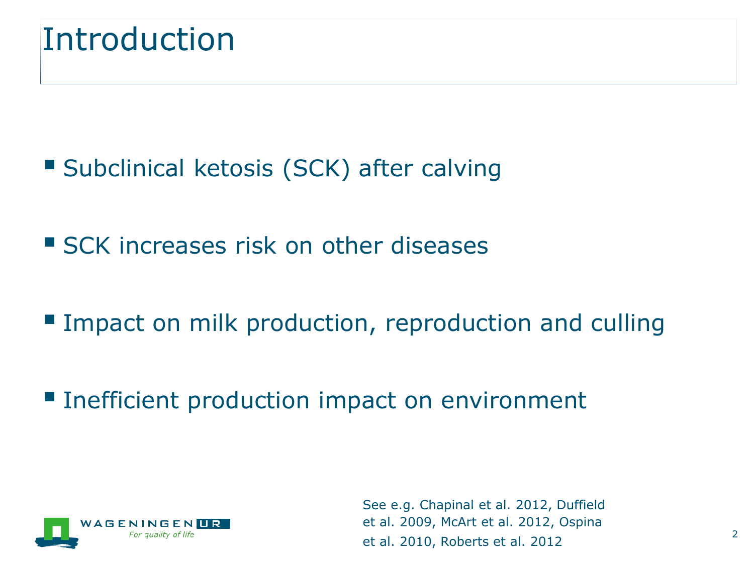# Introduction

- Subclinical ketosis (SCK) after calving
- SCK increases risk on other diseases
- Impact on milk production, reproduction and culling
- Inefficient production impact on environment

See e.g. Chapinal et al. 2012, Duffield et al. 2009, McArt et al. 2012, Ospina et al. 2010, Roberts et al. 2012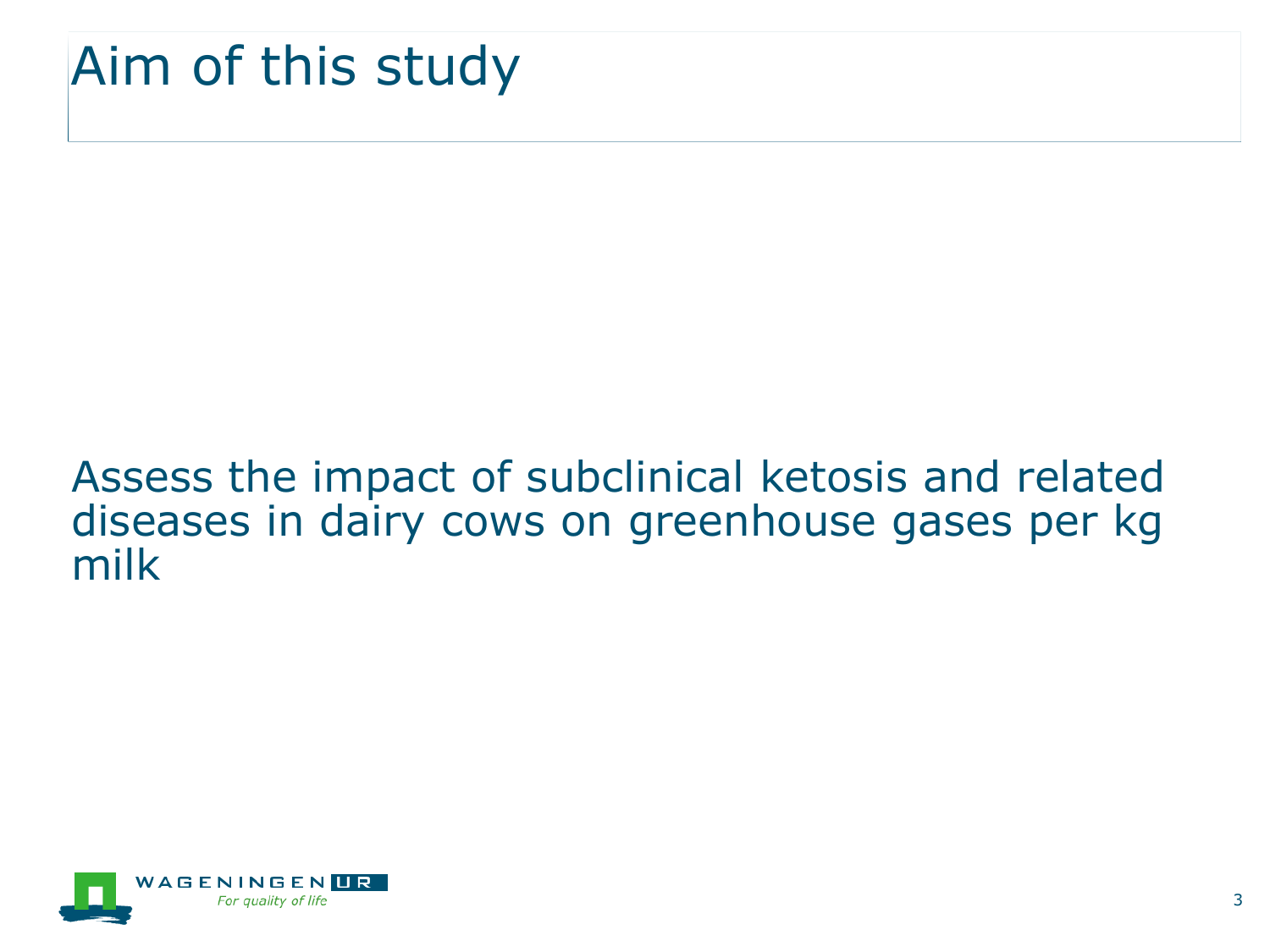# Aim of this study

Assess the impact of subclinical ketosis and related diseases in dairy cows on greenhouse gases per kg milk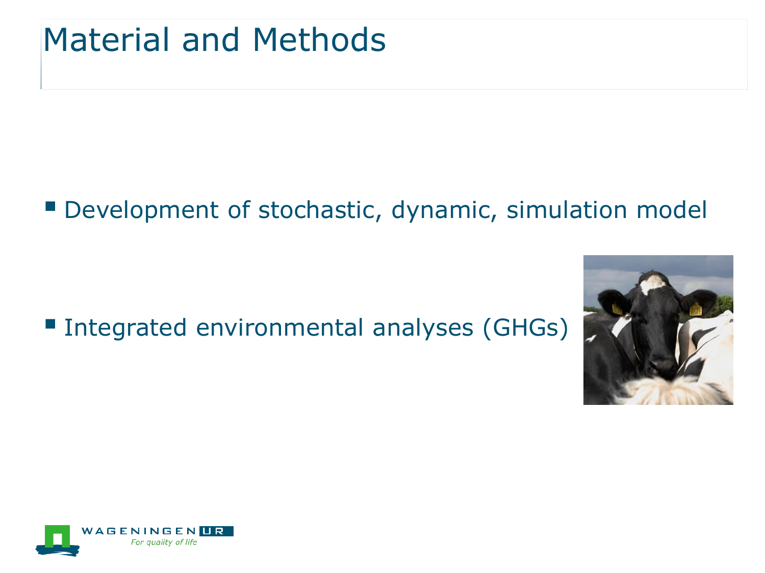# Material and Methods

- Development of stochastic, dynamic, simulation model
- Integrated environmental analyses (GHGs)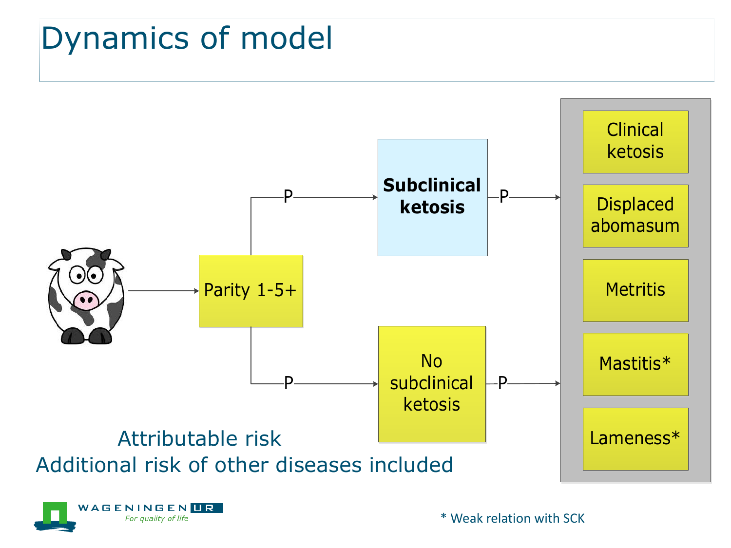# Dynamics of model

Parity 1-5+

P → **Subclinical ketosis** → P

P → No subclinical ketosis → P

- Clinical ketosis
- Displaced abomasum
- Metritis
- Mastitis*
- Lameness*

Attributable risk
Additional risk of other diseases included

* Weak relation with SCK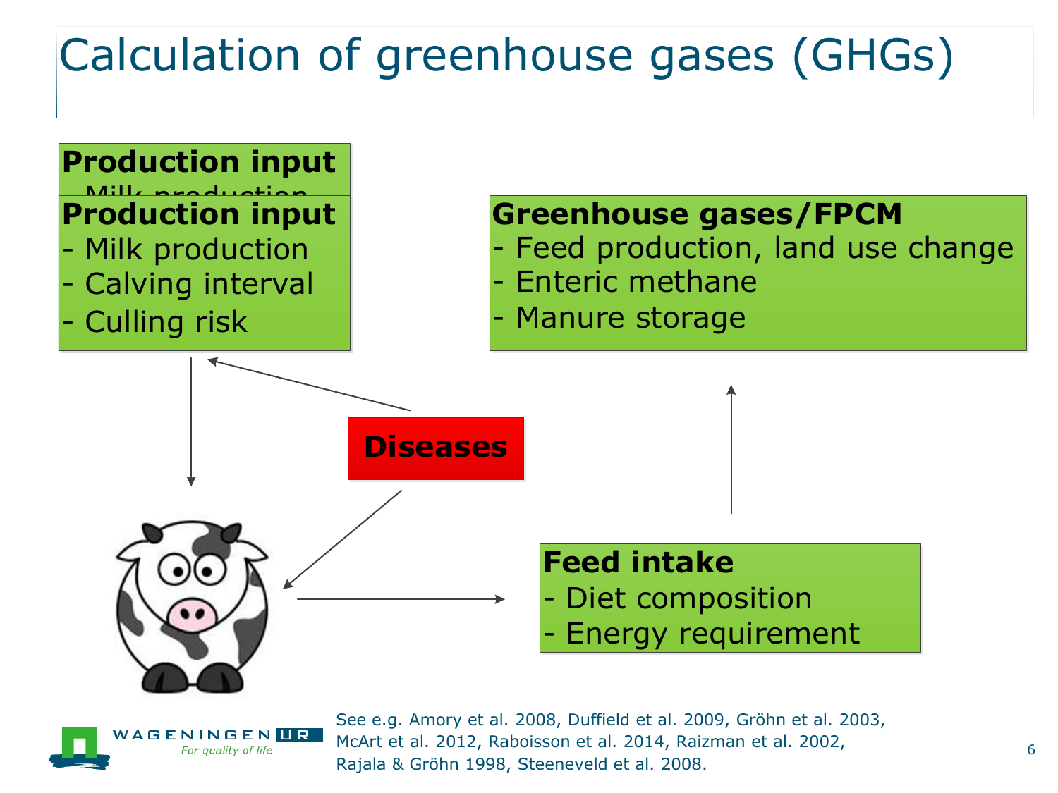# Calculation of greenhouse gases (GHGs)

**Production input**
- Milk production
- Calving interval
- Culling risk

**Diseases**

**Feed intake**
- Diet composition
- Energy requirement

**Greenhouse gases/FPCM**
- Feed production, land use change
- Enteric methane
- Manure storage

See e.g. Amory et al. 2008, Duffield et al. 2009, Gröhn et al. 2003, McArt et al. 2012, Raboisson et al. 2014, Raizman et al. 2002, Rajala & Gröhn 1998, Steeneveld et al. 2008.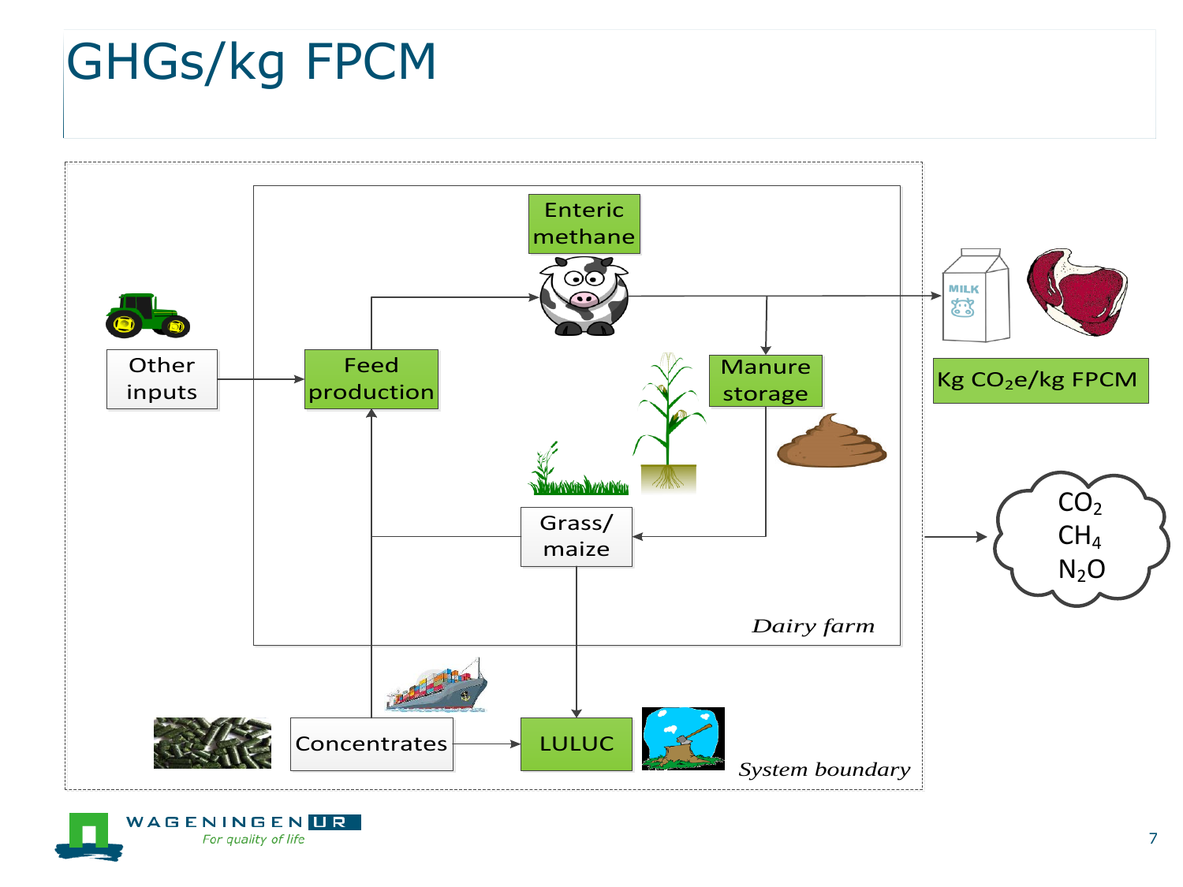# GHGs/kg FPCM

Enteric methane

Other inputs

Feed production

Manure storage

Grass/ maize

Concentrates

LULUC

*Dairy farm*

*System boundary*

Kg $CO_2$e/kg FPCM

$CO_2$

$CH_4$

$N_2O$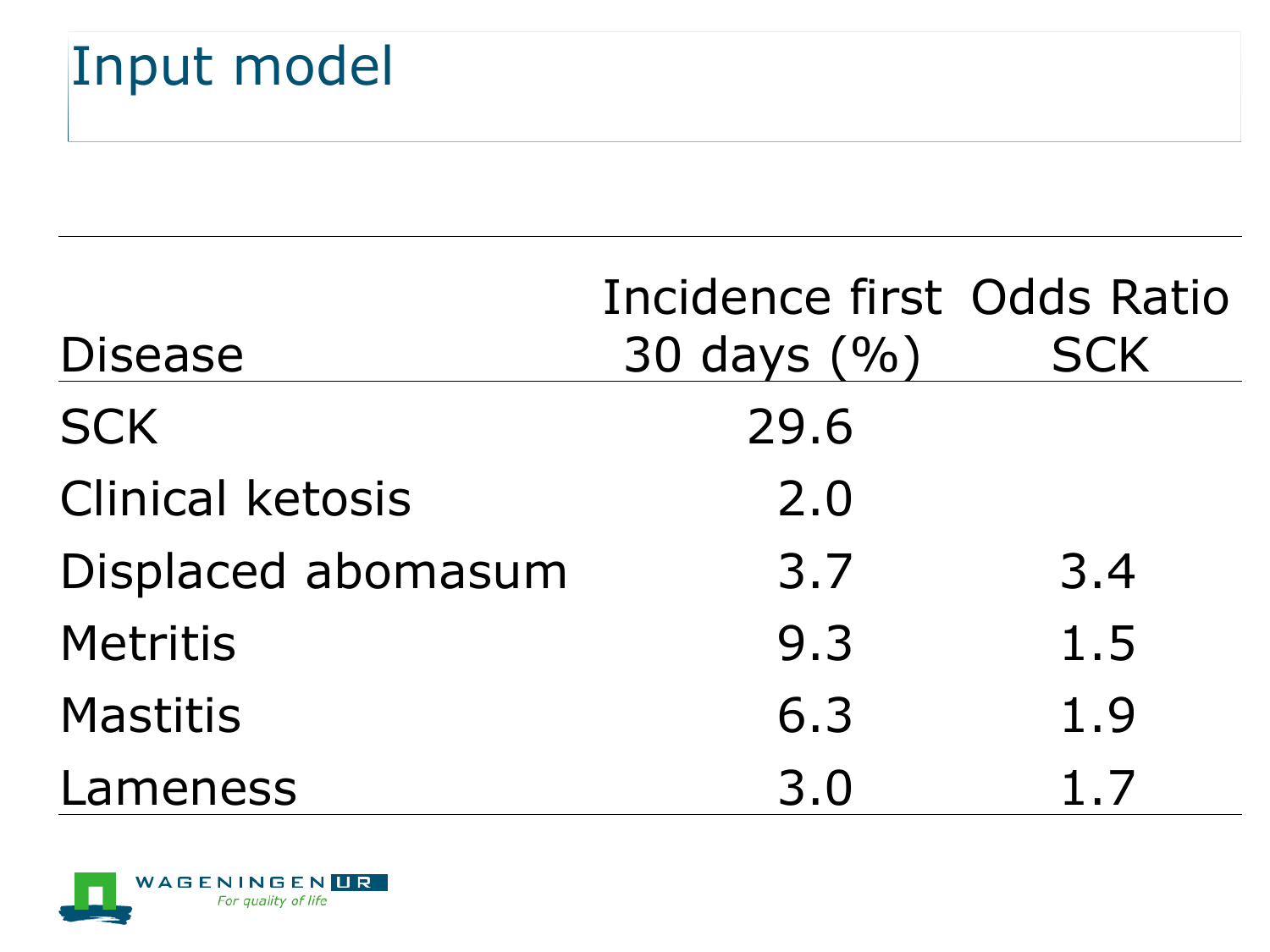# Input model

| Disease | Incidence first 30 days (%) | Odds Ratio SCK |
|---|---|---|
| SCK | 29.6 | |
| Clinical ketosis | 2.0 | |
| Displaced abomasum | 3.7 | 3.4 |
| Metritis | 9.3 | 1.5 |
| Mastitis | 6.3 | 1.9 |
| Lameness | 3.0 | 1.7 |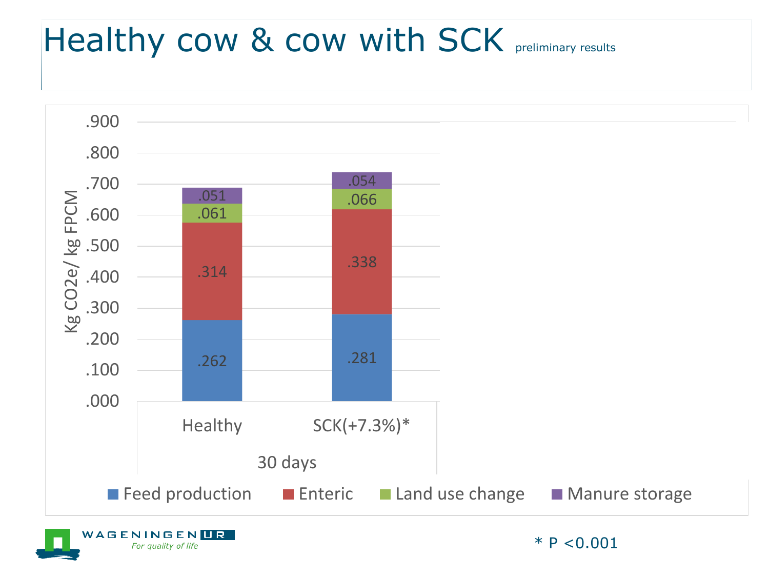# Healthy cow & cow with SCK preliminary results

| | Healthy | SCK(+7.3%)* |
|---|---|---|
| Feed production | .262 | .281 |
| Enteric | .314 | .338 |
| Land use change | .061 | .066 |
| Manure storage | .051 | .054 |

Kg CO2e/ kg FPCM — 30 days

\* P <0.001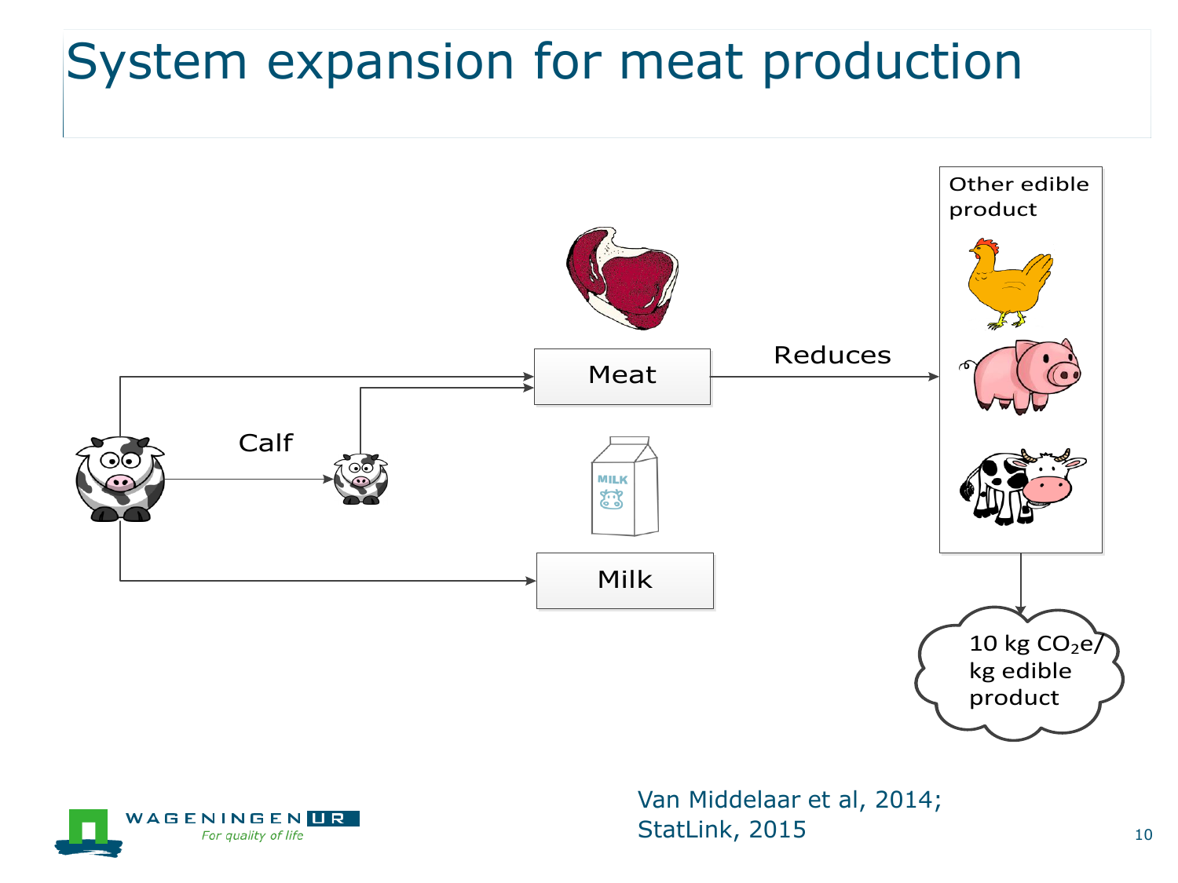# System expansion for meat production

Calf

Meat

Milk

Reduces

Other edible product

10 kg $CO_2e$/ kg edible product

Van Middelaar et al, 2014; StatLink, 2015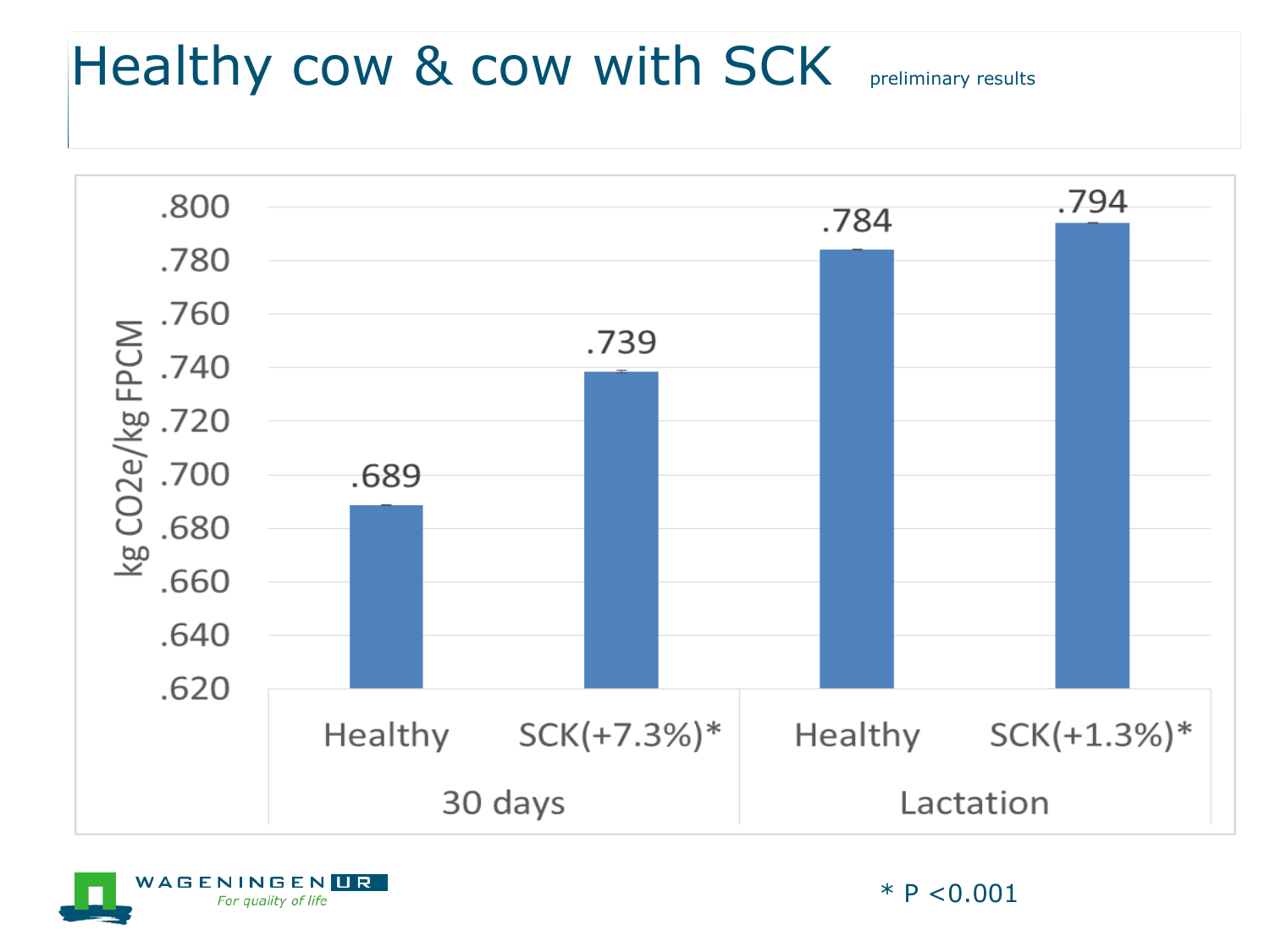# Healthy cow & cow with SCK

preliminary results

| | Healthy | SCK(+7.3%)* | Healthy | SCK(+1.3%)* |
|---|---|---|---|---|
| | 30 days | | Lactation | |
| kg $CO_2e$/kg FPCM | .689 | .739 | .784 | .794 |

* P <0.001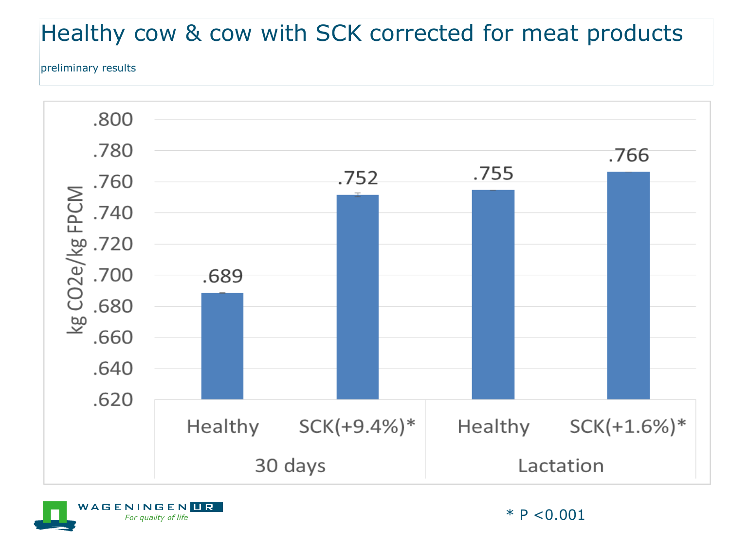# Healthy cow & cow with SCK corrected for meat products

preliminary results

| | 30 days | | Lactation | |
|---|---|---|---|---|
| | Healthy | SCK(+9.4%)* | Healthy | SCK(+1.6%)* |
| kg CO2e/kg FPCM | .689 | .752 | .755 | .766 |

* P <0.001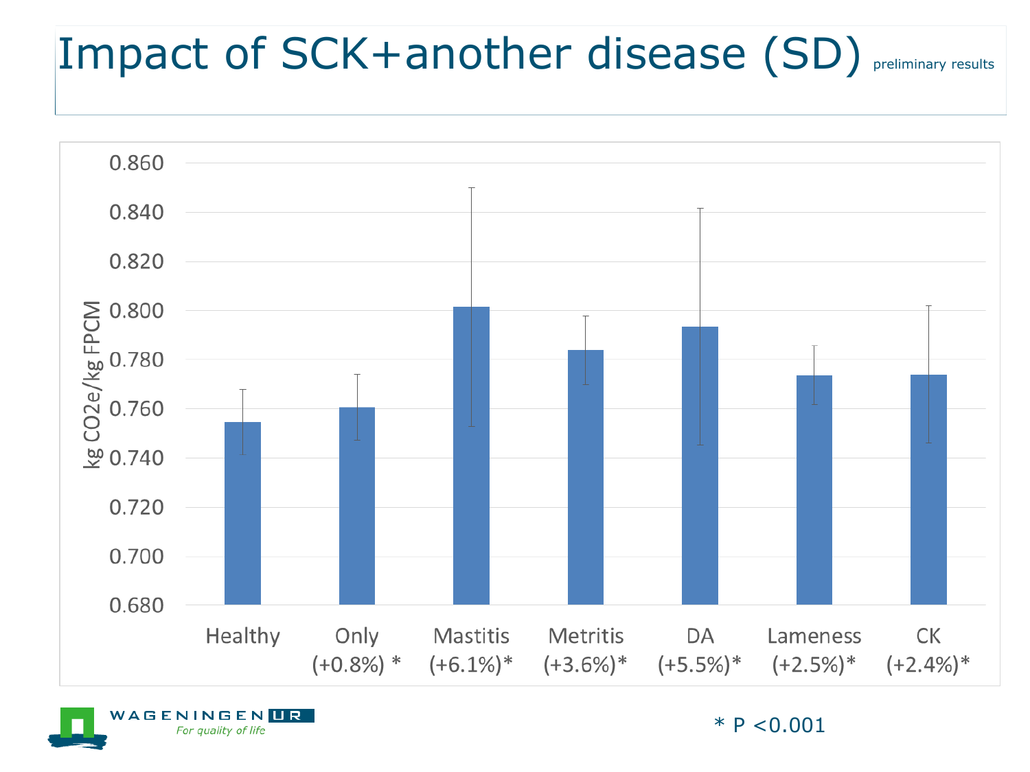# Impact of SCK+another disease (SD) preliminary results

| | kg CO2e/kg FPCM |
|---|---|
| Healthy | |
| Only (+0.8%) * | |
| Mastitis (+6.1%)* | |
| Metritis (+3.6%)* | |
| DA (+5.5%)* | |
| Lameness (+2.5%)* | |
| CK (+2.4%)* | |

* P <0.001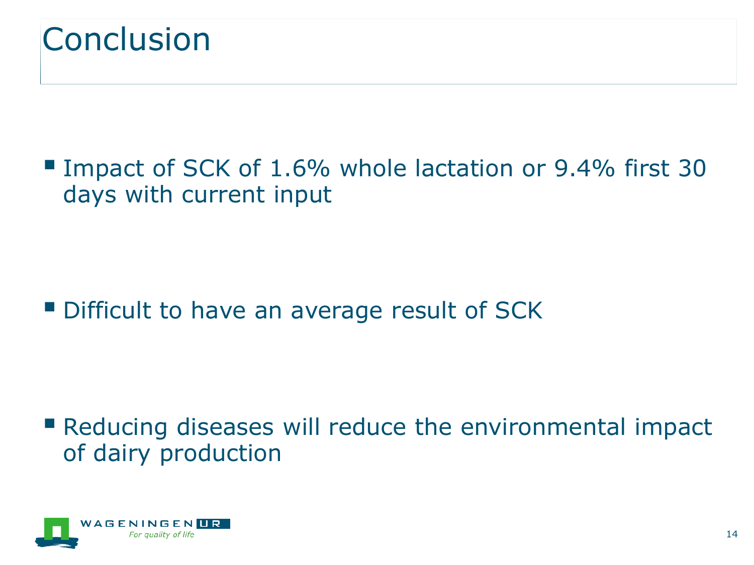# Conclusion

- Impact of SCK of 1.6% whole lactation or 9.4% first 30 days with current input

- Difficult to have an average result of SCK

- Reducing diseases will reduce the environmental impact of dairy production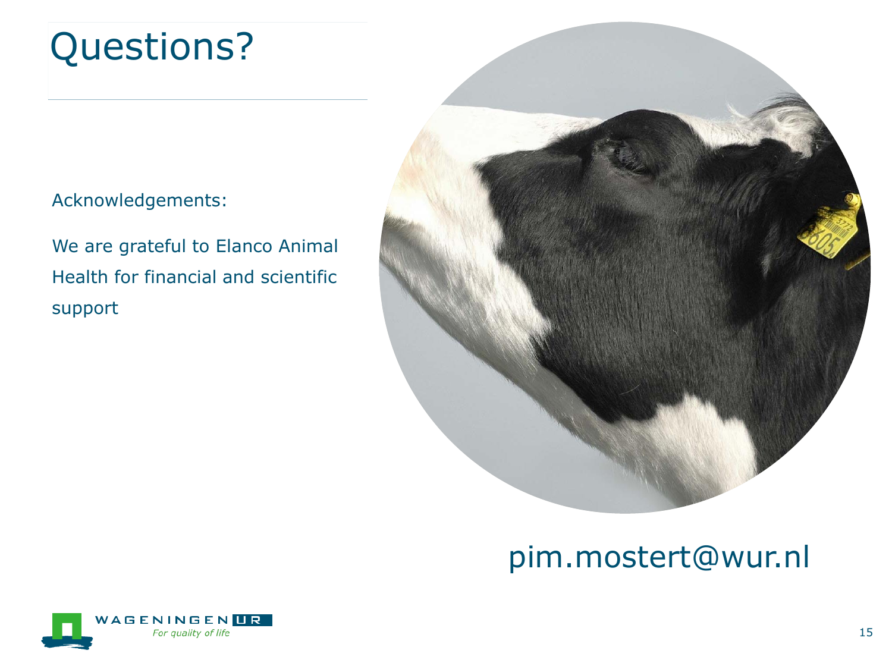# Questions?

Acknowledgements:

We are grateful to Elanco Animal Health for financial and scientific support

pim.mostert@wur.nl